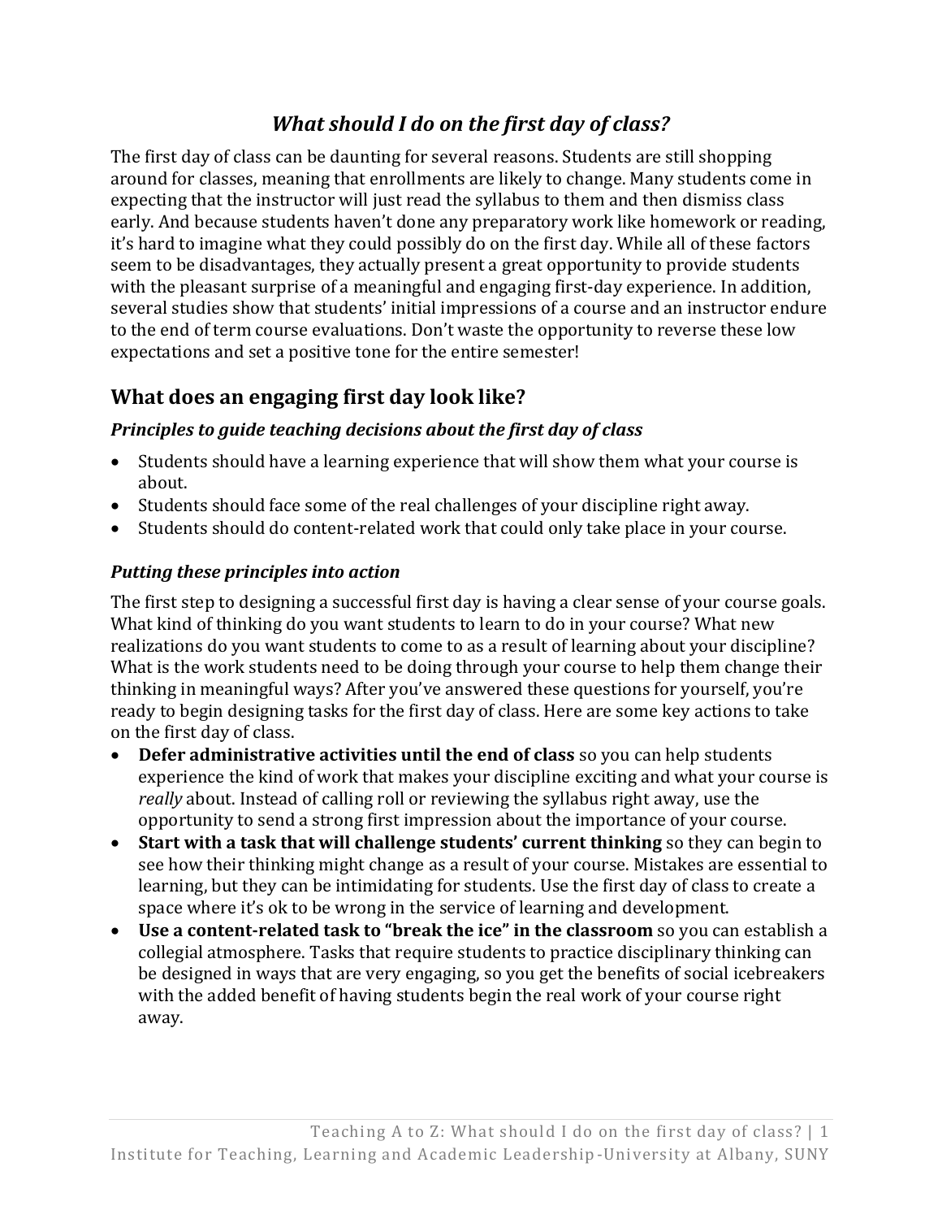# *What should I do on the first day of class?*

The first day of class can be daunting for several reasons. Students are still shopping around for classes, meaning that enrollments are likely to change. Many students come in expecting that the instructor will just read the syllabus to them and then dismiss class early. And because students haven't done any preparatory work like homework or reading, it's hard to imagine what they could possibly do on the first day. While all of these factors seem to be disadvantages, they actually present a great opportunity to provide students with the pleasant surprise of a meaningful and engaging first-day experience. In addition, several studies show that students' initial impressions of a course and an instructor endure to the end of term course evaluations. Don't waste the opportunity to reverse these low expectations and set a positive tone for the entire semester!

## What does an engaging first day look like?

### *Principles to guide teaching decisions about the first day of class*

- Students should have a learning experience that will show them what your course is about.
- Students should face some of the real challenges of your discipline right away.
- Students should do content-related work that could only take place in your course.

### *Putting these principles into action*

The first step to designing a successful first day is having a clear sense of your course goals. What kind of thinking do you want students to learn to do in your course? What new realizations do you want students to come to as a result of learning about your discipline? What is the work students need to be doing through your course to help them change their thinking in meaningful ways? After you've answered these questions for yourself, you're ready to begin designing tasks for the first day of class. Here are some key actions to take on the first day of class.

- **Defer administrative activities until the end of class** so you can help students experience the kind of work that makes your discipline exciting and what your course is *really* about. Instead of calling roll or reviewing the syllabus right away, use the opportunity to send a strong first impression about the importance of your course.
- **Start with a task that will challenge students' current thinking** so they can begin to see how their thinking might change as a result of your course. Mistakes are essential to learning, but they can be intimidating for students. Use the first day of class to create a space where it's ok to be wrong in the service of learning and development.
- **Use a content-related task to "break the ice" in the classroom** so you can establish a collegial atmosphere. Tasks that require students to practice disciplinary thinking can be designed in ways that are very engaging, so you get the benefits of social icebreakers with the added benefit of having students begin the real work of your course right away.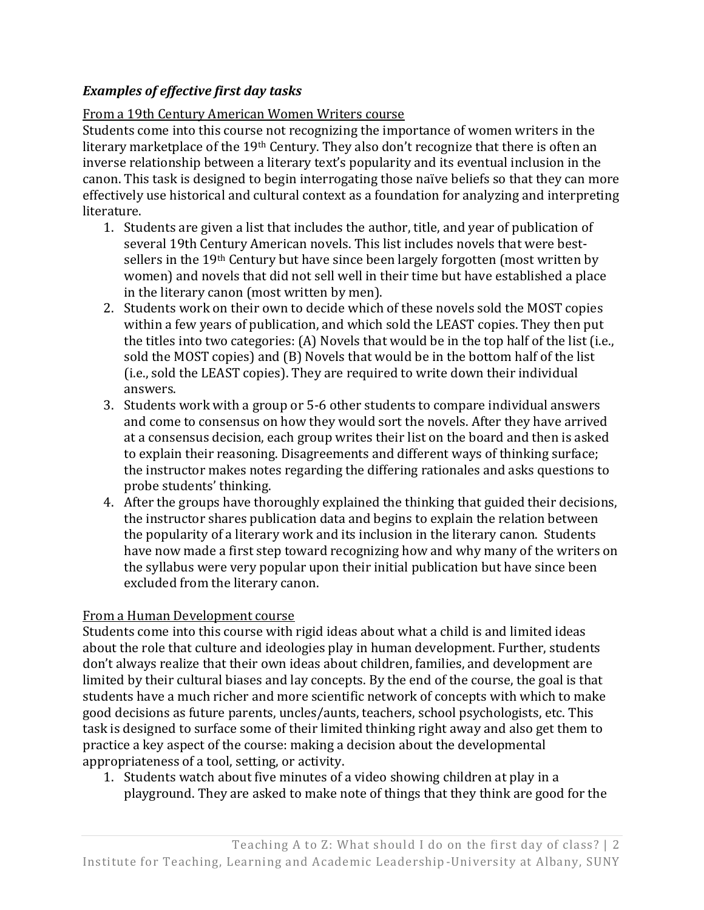### *Examples of effective first day tasks*

From a 19th Century American Women Writers course

Students come into this course not recognizing the importance of women writers in the literary marketplace of the 19th Century. They also don't recognize that there is often an inverse relationship between a literary text's popularity and its eventual inclusion in the canon. This task is designed to begin interrogating those naïve beliefs so that they can more effectively use historical and cultural context as a foundation for analyzing and interpreting literature.

1. Students are given a list that includes the author, title, and year of publication of several 19th Century American novels. This list includes novels that were best-sellers in the 19th Century but have since been largely forgotten (most written by women) and novels that did not sell well in their time but have established a place in the literary canon (most written by men).
2. Students work on their own to decide which of these novels sold the MOST copies within a few years of publication, and which sold the LEAST copies. They then put the titles into two categories: (A) Novels that would be in the top half of the list (i.e., sold the MOST copies) and (B) Novels that would be in the bottom half of the list (i.e., sold the LEAST copies). They are required to write down their individual answers.
3. Students work with a group or 5-6 other students to compare individual answers and come to consensus on how they would sort the novels. After they have arrived at a consensus decision, each group writes their list on the board and then is asked to explain their reasoning. Disagreements and different ways of thinking surface; the instructor makes notes regarding the differing rationales and asks questions to probe students' thinking.
4. After the groups have thoroughly explained the thinking that guided their decisions, the instructor shares publication data and begins to explain the relation between the popularity of a literary work and its inclusion in the literary canon. Students have now made a first step toward recognizing how and why many of the writers on the syllabus were very popular upon their initial publication but have since been excluded from the literary canon.

From a Human Development course

Students come into this course with rigid ideas about what a child is and limited ideas about the role that culture and ideologies play in human development. Further, students don't always realize that their own ideas about children, families, and development are limited by their cultural biases and lay concepts. By the end of the course, the goal is that students have a much richer and more scientific network of concepts with which to make good decisions as future parents, uncles/aunts, teachers, school psychologists, etc. This task is designed to surface some of their limited thinking right away and also get them to practice a key aspect of the course: making a decision about the developmental appropriateness of a tool, setting, or activity.

1. Students watch about five minutes of a video showing children at play in a playground. They are asked to make note of things that they think are good for the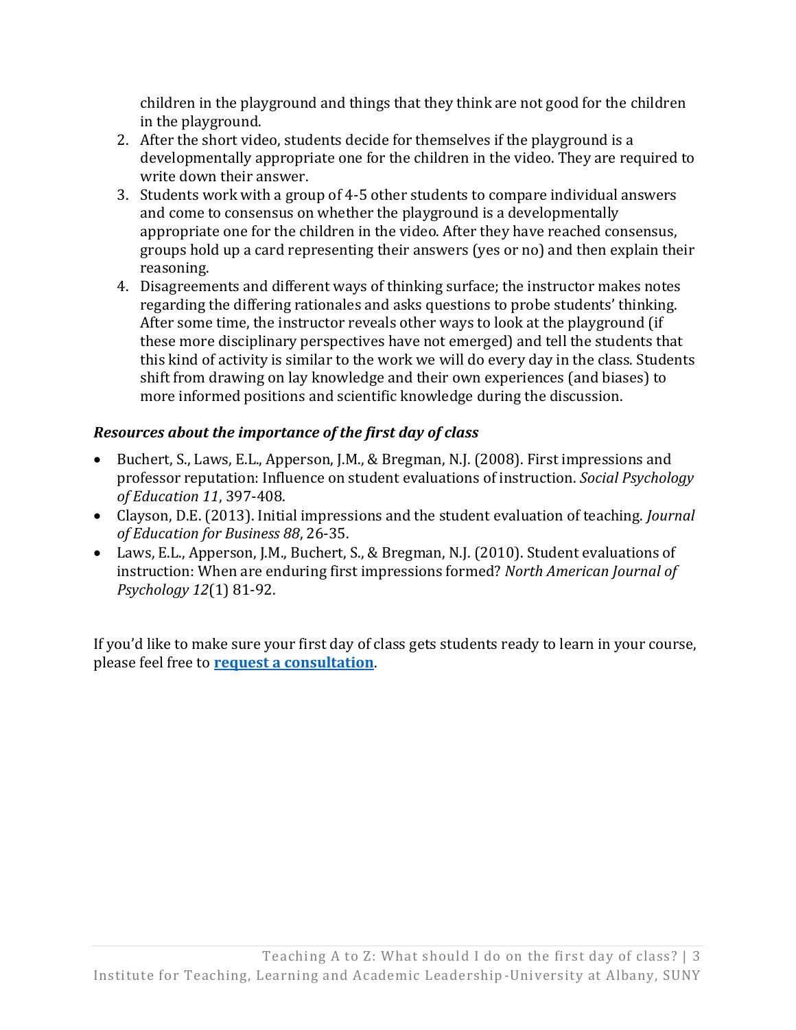children in the playground and things that they think are not good for the children in the playground.

2. After the short video, students decide for themselves if the playground is a developmentally appropriate one for the children in the video. They are required to write down their answer.
3. Students work with a group of 4-5 other students to compare individual answers and come to consensus on whether the playground is a developmentally appropriate one for the children in the video. After they have reached consensus, groups hold up a card representing their answers (yes or no) and then explain their reasoning.
4. Disagreements and different ways of thinking surface; the instructor makes notes regarding the differing rationales and asks questions to probe students' thinking. After some time, the instructor reveals other ways to look at the playground (if these more disciplinary perspectives have not emerged) and tell the students that this kind of activity is similar to the work we will do every day in the class. Students shift from drawing on lay knowledge and their own experiences (and biases) to more informed positions and scientific knowledge during the discussion.

### *Resources about the importance of the first day of class*

- Buchert, S., Laws, E.L., Apperson, J.M., & Bregman, N.J. (2008). First impressions and professor reputation: Influence on student evaluations of instruction. *Social Psychology of Education 11*, 397-408.
- Clayson, D.E. (2013). Initial impressions and the student evaluation of teaching. *Journal of Education for Business 88*, 26-35.
- Laws, E.L., Apperson, J.M., Buchert, S., & Bregman, N.J. (2010). Student evaluations of instruction: When are enduring first impressions formed? *North American Journal of Psychology 12*(1) 81-92.

If you'd like to make sure your first day of class gets students ready to learn in your course, please feel free to **request a consultation**.